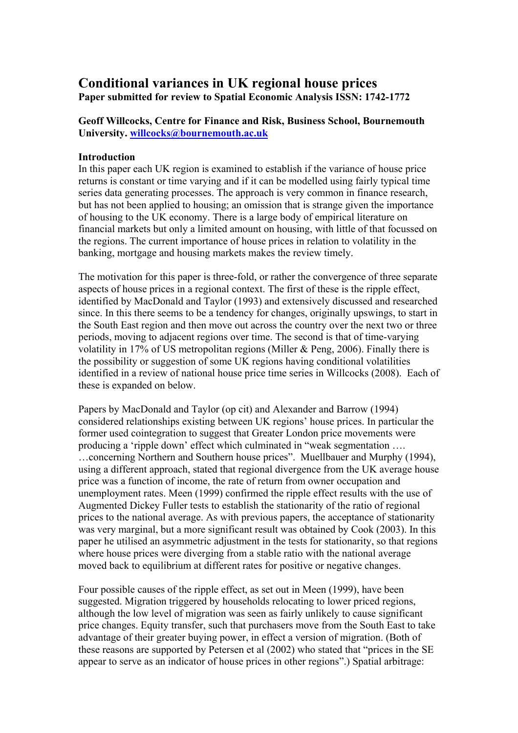# Conditional variances in UK regional house prices

**Paper submitted for review to Spatial Economic Analysis ISSN: 1742-1772**

**Geoff Willcocks, Centre for Finance and Risk, Business School, Bournemouth University. willcocks@bournemouth.ac.uk**

## Introduction

In this paper each UK region is examined to establish if the variance of house price returns is constant or time varying and if it can be modelled using fairly typical time series data generating processes. The approach is very common in finance research, but has not been applied to housing; an omission that is strange given the importance of housing to the UK economy. There is a large body of empirical literature on financial markets but only a limited amount on housing, with little of that focussed on the regions. The current importance of house prices in relation to volatility in the banking, mortgage and housing markets makes the review timely.

The motivation for this paper is three-fold, or rather the convergence of three separate aspects of house prices in a regional context. The first of these is the ripple effect, identified by MacDonald and Taylor (1993) and extensively discussed and researched since. In this there seems to be a tendency for changes, originally upswings, to start in the South East region and then move out across the country over the next two or three periods, moving to adjacent regions over time. The second is that of time-varying volatility in 17% of US metropolitan regions (Miller & Peng, 2006). Finally there is the possibility or suggestion of some UK regions having conditional volatilities identified in a review of national house price time series in Willcocks (2008). Each of these is expanded on below.

Papers by MacDonald and Taylor (op cit) and Alexander and Barrow (1994) considered relationships existing between UK regions' house prices. In particular the former used cointegration to suggest that Greater London price movements were producing a 'ripple down' effect which culminated in "weak segmentation …. …concerning Northern and Southern house prices". Muellbauer and Murphy (1994), using a different approach, stated that regional divergence from the UK average house price was a function of income, the rate of return from owner occupation and unemployment rates. Meen (1999) confirmed the ripple effect results with the use of Augmented Dickey Fuller tests to establish the stationarity of the ratio of regional prices to the national average. As with previous papers, the acceptance of stationarity was very marginal, but a more significant result was obtained by Cook (2003). In this paper he utilised an asymmetric adjustment in the tests for stationarity, so that regions where house prices were diverging from a stable ratio with the national average moved back to equilibrium at different rates for positive or negative changes.

Four possible causes of the ripple effect, as set out in Meen (1999), have been suggested. Migration triggered by households relocating to lower priced regions, although the low level of migration was seen as fairly unlikely to cause significant price changes. Equity transfer, such that purchasers move from the South East to take advantage of their greater buying power, in effect a version of migration. (Both of these reasons are supported by Petersen et al (2002) who stated that "prices in the SE appear to serve as an indicator of house prices in other regions".) Spatial arbitrage: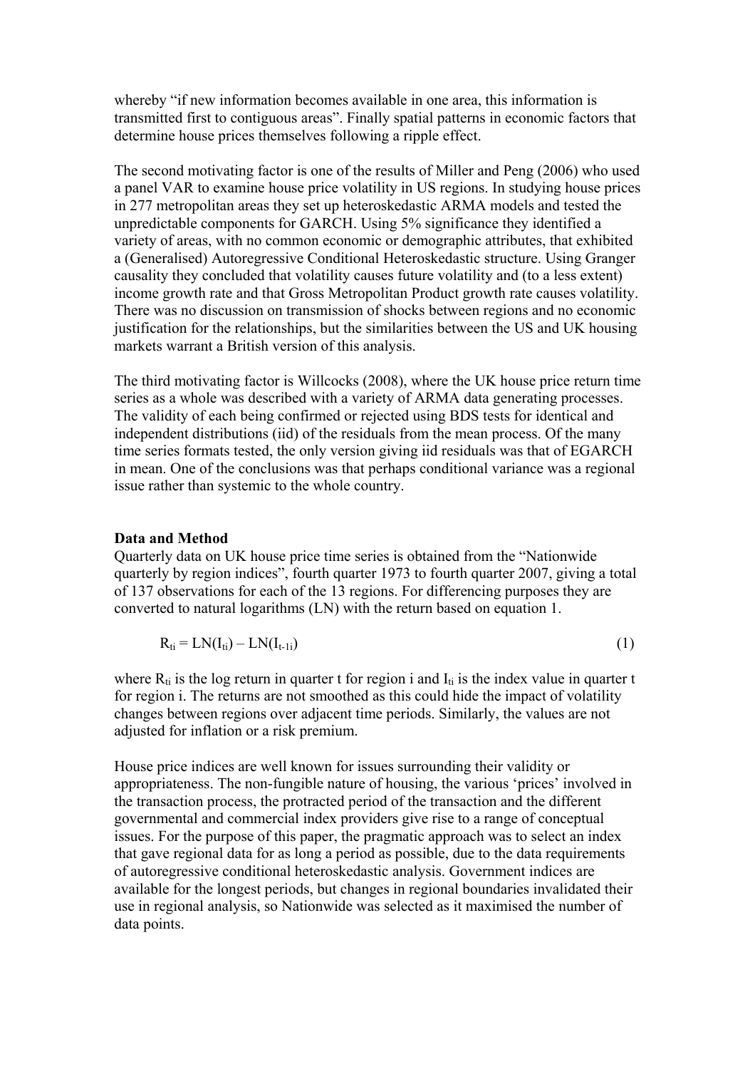whereby “if new information becomes available in one area, this information is transmitted first to contiguous areas”. Finally spatial patterns in economic factors that determine house prices themselves following a ripple effect.

The second motivating factor is one of the results of Miller and Peng (2006) who used a panel VAR to examine house price volatility in US regions. In studying house prices in 277 metropolitan areas they set up heteroskedastic ARMA models and tested the unpredictable components for GARCH. Using 5% significance they identified a variety of areas, with no common economic or demographic attributes, that exhibited a (Generalised) Autoregressive Conditional Heteroskedastic structure. Using Granger causality they concluded that volatility causes future volatility and (to a less extent) income growth rate and that Gross Metropolitan Product growth rate causes volatility. There was no discussion on transmission of shocks between regions and no economic justification for the relationships, but the similarities between the US and UK housing markets warrant a British version of this analysis.

The third motivating factor is Willcocks (2008), where the UK house price return time series as a whole was described with a variety of ARMA data generating processes. The validity of each being confirmed or rejected using BDS tests for identical and independent distributions (iid) of the residuals from the mean process. Of the many time series formats tested, the only version giving iid residuals was that of EGARCH in mean. One of the conclusions was that perhaps conditional variance was a regional issue rather than systemic to the whole country.

**Data and Method**

Quarterly data on UK house price time series is obtained from the “Nationwide quarterly by region indices”, fourth quarter 1973 to fourth quarter 2007, giving a total of 137 observations for each of the 13 regions. For differencing purposes they are converted to natural logarithms (LN) with the return based on equation 1.

$$R_{ti} = LN(I_{ti}) - LN(I_{t-1i}) \qquad (1)$$

where $R_{ti}$ is the log return in quarter t for region i and $I_{ti}$ is the index value in quarter t for region i. The returns are not smoothed as this could hide the impact of volatility changes between regions over adjacent time periods. Similarly, the values are not adjusted for inflation or a risk premium.

House price indices are well known for issues surrounding their validity or appropriateness. The non-fungible nature of housing, the various ‘prices’ involved in the transaction process, the protracted period of the transaction and the different governmental and commercial index providers give rise to a range of conceptual issues. For the purpose of this paper, the pragmatic approach was to select an index that gave regional data for as long a period as possible, due to the data requirements of autoregressive conditional heteroskedastic analysis. Government indices are available for the longest periods, but changes in regional boundaries invalidated their use in regional analysis, so Nationwide was selected as it maximised the number of data points.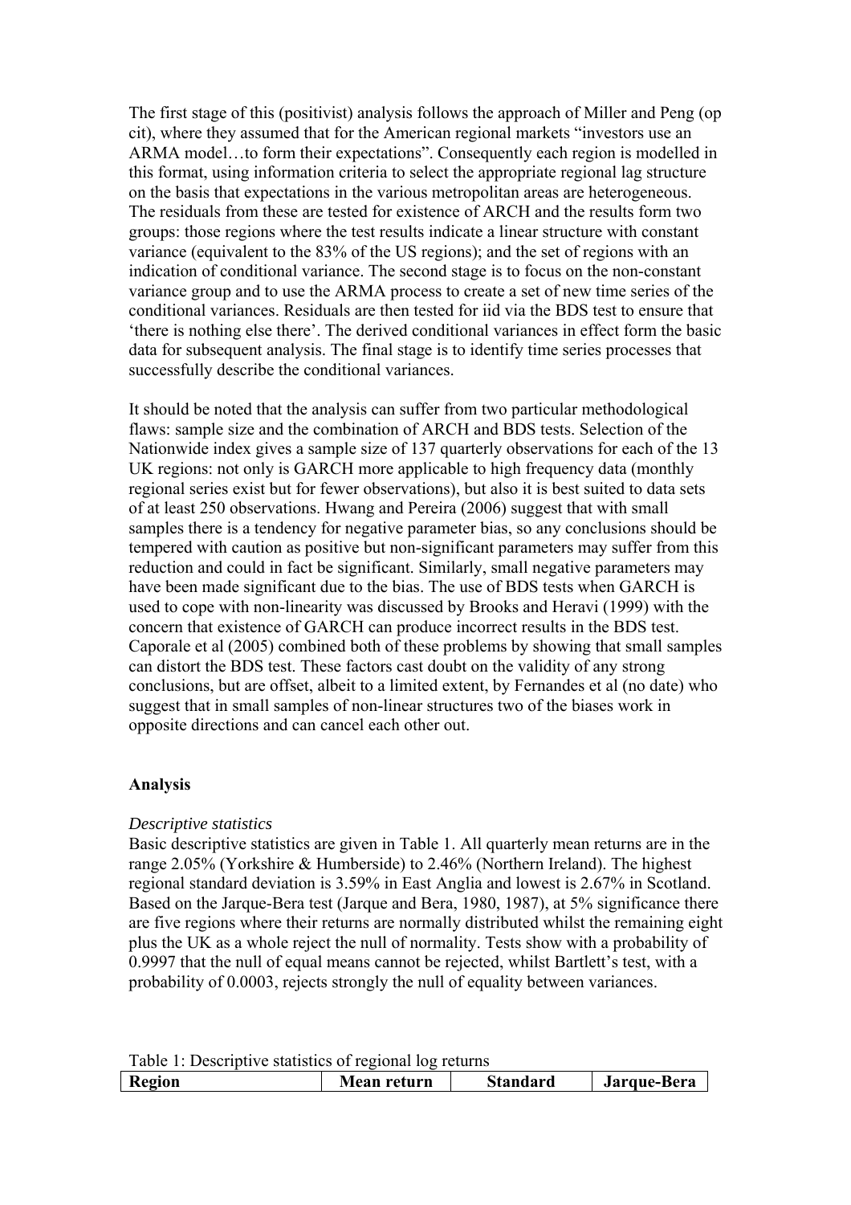The first stage of this (positivist) analysis follows the approach of Miller and Peng (op cit), where they assumed that for the American regional markets "investors use an ARMA model…to form their expectations". Consequently each region is modelled in this format, using information criteria to select the appropriate regional lag structure on the basis that expectations in the various metropolitan areas are heterogeneous. The residuals from these are tested for existence of ARCH and the results form two groups: those regions where the test results indicate a linear structure with constant variance (equivalent to the 83% of the US regions); and the set of regions with an indication of conditional variance. The second stage is to focus on the non-constant variance group and to use the ARMA process to create a set of new time series of the conditional variances. Residuals are then tested for iid via the BDS test to ensure that 'there is nothing else there'. The derived conditional variances in effect form the basic data for subsequent analysis. The final stage is to identify time series processes that successfully describe the conditional variances.

It should be noted that the analysis can suffer from two particular methodological flaws: sample size and the combination of ARCH and BDS tests. Selection of the Nationwide index gives a sample size of 137 quarterly observations for each of the 13 UK regions: not only is GARCH more applicable to high frequency data (monthly regional series exist but for fewer observations), but also it is best suited to data sets of at least 250 observations. Hwang and Pereira (2006) suggest that with small samples there is a tendency for negative parameter bias, so any conclusions should be tempered with caution as positive but non-significant parameters may suffer from this reduction and could in fact be significant. Similarly, small negative parameters may have been made significant due to the bias. The use of BDS tests when GARCH is used to cope with non-linearity was discussed by Brooks and Heravi (1999) with the concern that existence of GARCH can produce incorrect results in the BDS test. Caporale et al (2005) combined both of these problems by showing that small samples can distort the BDS test. These factors cast doubt on the validity of any strong conclusions, but are offset, albeit to a limited extent, by Fernandes et al (no date) who suggest that in small samples of non-linear structures two of the biases work in opposite directions and can cancel each other out.

## Analysis

### *Descriptive statistics*

Basic descriptive statistics are given in Table 1. All quarterly mean returns are in the range 2.05% (Yorkshire & Humberside) to 2.46% (Northern Ireland). The highest regional standard deviation is 3.59% in East Anglia and lowest is 2.67% in Scotland. Based on the Jarque-Bera test (Jarque and Bera, 1980, 1987), at 5% significance there are five regions where their returns are normally distributed whilst the remaining eight plus the UK as a whole reject the null of normality. Tests show with a probability of 0.9997 that the null of equal means cannot be rejected, whilst Bartlett's test, with a probability of 0.0003, rejects strongly the null of equality between variances.

Table 1: Descriptive statistics of regional log returns

| Region | Mean return | Standard | Jarque-Bera |
| --- | --- | --- | --- |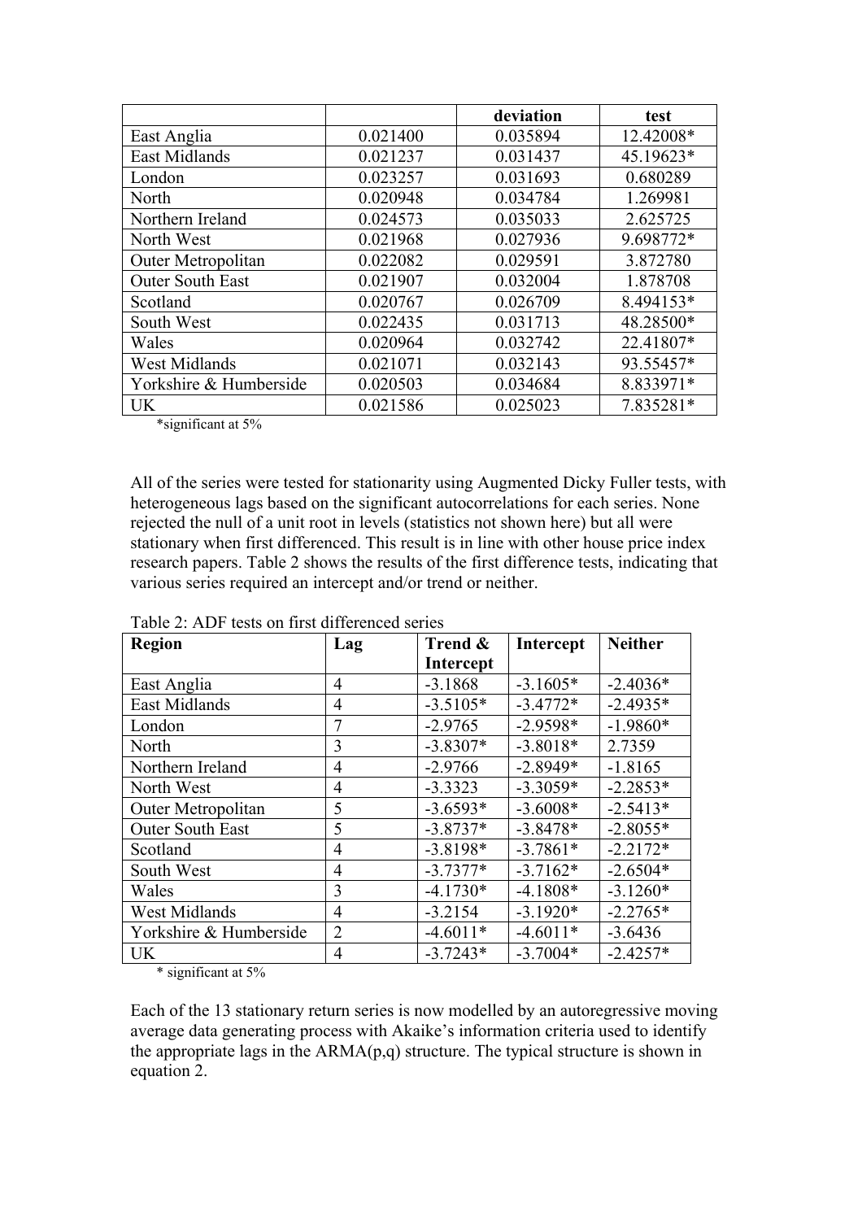| | | deviation | test |
|---|---|---|---|
| East Anglia | 0.021400 | 0.035894 | 12.42008* |
| East Midlands | 0.021237 | 0.031437 | 45.19623* |
| London | 0.023257 | 0.031693 | 0.680289 |
| North | 0.020948 | 0.034784 | 1.269981 |
| Northern Ireland | 0.024573 | 0.035033 | 2.625725 |
| North West | 0.021968 | 0.027936 | 9.698772* |
| Outer Metropolitan | 0.022082 | 0.029591 | 3.872780 |
| Outer South East | 0.021907 | 0.032004 | 1.878708 |
| Scotland | 0.020767 | 0.026709 | 8.494153* |
| South West | 0.022435 | 0.031713 | 48.28500* |
| Wales | 0.020964 | 0.032742 | 22.41807* |
| West Midlands | 0.021071 | 0.032143 | 93.55457* |
| Yorkshire & Humberside | 0.020503 | 0.034684 | 8.833971* |
| UK | 0.021586 | 0.025023 | 7.835281* |

*significant at 5%

All of the series were tested for stationarity using Augmented Dicky Fuller tests, with heterogeneous lags based on the significant autocorrelations for each series. None rejected the null of a unit root in levels (statistics not shown here) but all were stationary when first differenced. This result is in line with other house price index research papers. Table 2 shows the results of the first difference tests, indicating that various series required an intercept and/or trend or neither.

Table 2: ADF tests on first differenced series

| Region | Lag | Trend & Intercept | Intercept | Neither |
|---|---|---|---|---|
| East Anglia | 4 | -3.1868 | -3.1605* | -2.4036* |
| East Midlands | 4 | -3.5105* | -3.4772* | -2.4935* |
| London | 7 | -2.9765 | -2.9598* | -1.9860* |
| North | 3 | -3.8307* | -3.8018* | 2.7359 |
| Northern Ireland | 4 | -2.9766 | -2.8949* | -1.8165 |
| North West | 4 | -3.3323 | -3.3059* | -2.2853* |
| Outer Metropolitan | 5 | -3.6593* | -3.6008* | -2.5413* |
| Outer South East | 5 | -3.8737* | -3.8478* | -2.8055* |
| Scotland | 4 | -3.8198* | -3.7861* | -2.2172* |
| South West | 4 | -3.7377* | -3.7162* | -2.6504* |
| Wales | 3 | -4.1730* | -4.1808* | -3.1260* |
| West Midlands | 4 | -3.2154 | -3.1920* | -2.2765* |
| Yorkshire & Humberside | 2 | -4.6011* | -4.6011* | -3.6436 |
| UK | 4 | -3.7243* | -3.7004* | -2.4257* |

\* significant at 5%

Each of the 13 stationary return series is now modelled by an autoregressive moving average data generating process with Akaike's information criteria used to identify the appropriate lags in the ARMA(p,q) structure. The typical structure is shown in equation 2.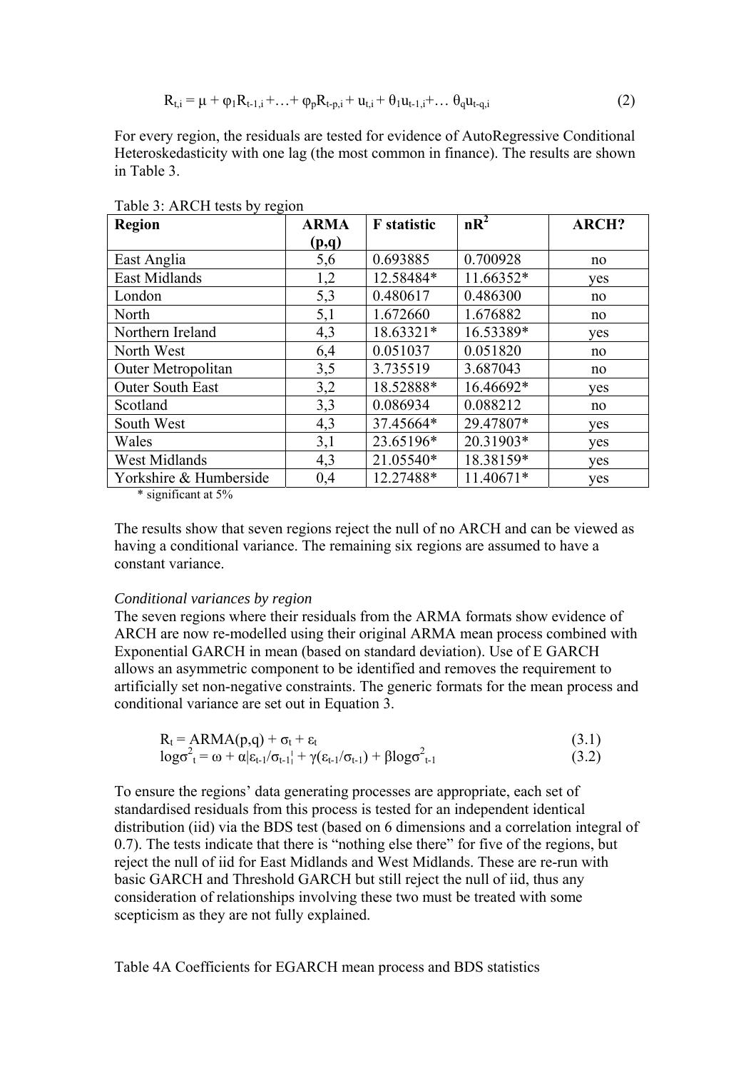$$R_{t,i} = \mu + \varphi_1 R_{t-1,i} + \ldots + \varphi_p R_{t-p,i} + u_{t,i} + \theta_1 u_{t-1,i} + \ldots \theta_q u_{t-q,i} \quad (2)$$

For every region, the residuals are tested for evidence of AutoRegressive Conditional Heteroskedasticity with one lag (the most common in finance). The results are shown in Table 3.

Table 3: ARCH tests by region

| Region | ARMA (p,q) | F statistic | $nR^2$ | ARCH? |
|---|---|---|---|---|
| East Anglia | 5,6 | 0.693885 | 0.700928 | no |
| East Midlands | 1,2 | 12.58484* | 11.66352* | yes |
| London | 5,3 | 0.480617 | 0.486300 | no |
| North | 5,1 | 1.672660 | 1.676882 | no |
| Northern Ireland | 4,3 | 18.63321* | 16.53389* | yes |
| North West | 6,4 | 0.051037 | 0.051820 | no |
| Outer Metropolitan | 3,5 | 3.735519 | 3.687043 | no |
| Outer South East | 3,2 | 18.52888* | 16.46692* | yes |
| Scotland | 3,3 | 0.086934 | 0.088212 | no |
| South West | 4,3 | 37.45664* | 29.47807* | yes |
| Wales | 3,1 | 23.65196* | 20.31903* | yes |
| West Midlands | 4,3 | 21.05540* | 18.38159* | yes |
| Yorkshire & Humberside | 0,4 | 12.27488* | 11.40671* | yes |

\* significant at 5%

The results show that seven regions reject the null of no ARCH and can be viewed as having a conditional variance. The remaining six regions are assumed to have a constant variance.

*Conditional variances by region*

The seven regions where their residuals from the ARMA formats show evidence of ARCH are now re-modelled using their original ARMA mean process combined with Exponential GARCH in mean (based on standard deviation). Use of E GARCH allows an asymmetric component to be identified and removes the requirement to artificially set non-negative constraints. The generic formats for the mean process and conditional variance are set out in Equation 3.

$$R_t = \text{ARMA}(p,q) + \sigma_t + \varepsilon_t \quad (3.1)$$

$$\log\sigma^2_t = \omega + \alpha|\varepsilon_{t-1}/\sigma_{t-1}| + \gamma(\varepsilon_{t-1}/\sigma_{t-1}) + \beta\log\sigma^2_{t-1} \quad (3.2)$$

To ensure the regions' data generating processes are appropriate, each set of standardised residuals from this process is tested for an independent identical distribution (iid) via the BDS test (based on 6 dimensions and a correlation integral of 0.7). The tests indicate that there is "nothing else there" for five of the regions, but reject the null of iid for East Midlands and West Midlands. These are re-run with basic GARCH and Threshold GARCH but still reject the null of iid, thus any consideration of relationships involving these two must be treated with some scepticism as they are not fully explained.

Table 4A Coefficients for EGARCH mean process and BDS statistics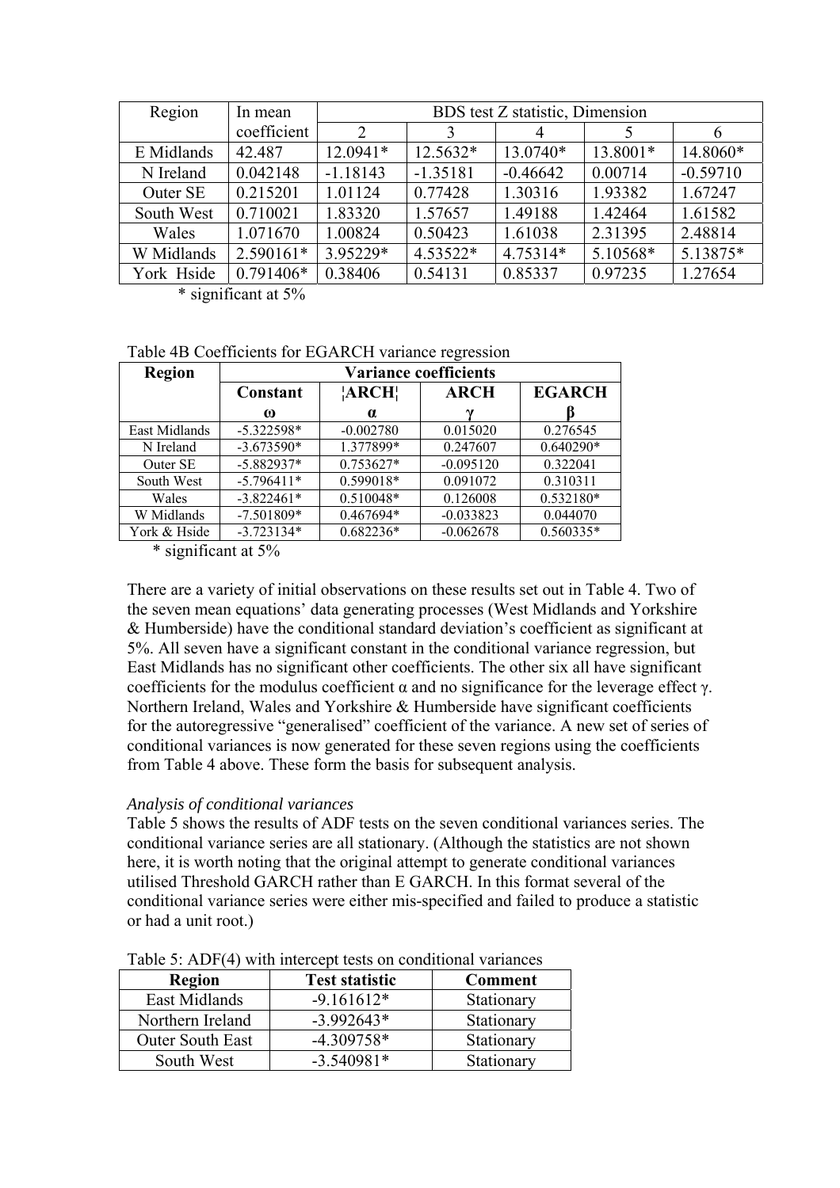| Region | In mean coefficient | BDS test Z statistic, Dimension | | | | |
|---|---|---|---|---|---|---|
| | | 2 | 3 | 4 | 5 | 6 |
| E Midlands | 42.487 | 12.0941* | 12.5632* | 13.0740* | 13.8001* | 14.8060* |
| N Ireland | 0.042148 | -1.18143 | -1.35181 | -0.46642 | 0.00714 | -0.59710 |
| Outer SE | 0.215201 | 1.01124 | 0.77428 | 1.30316 | 1.93382 | 1.67247 |
| South West | 0.710021 | 1.83320 | 1.57657 | 1.49188 | 1.42464 | 1.61582 |
| Wales | 1.071670 | 1.00824 | 0.50423 | 1.61038 | 2.31395 | 2.48814 |
| W Midlands | 2.590161* | 3.95229* | 4.53522* | 4.75314* | 5.10568* | 5.13875* |
| York Hside | 0.791406* | 0.38406 | 0.54131 | 0.85337 | 0.97235 | 1.27654 |

\* significant at 5%

Table 4B Coefficients for EGARCH variance regression

| **Region** | **Variance coefficients** | | | |
|---|---|---|---|---|
| | **Constant** $\omega$ | **¦ARCH¦** $\alpha$ | **ARCH** $\gamma$ | **EGARCH** $\beta$ |
| East Midlands | -5.322598* | -0.002780 | 0.015020 | 0.276545 |
| N Ireland | -3.673590* | 1.377899* | 0.247607 | 0.640290* |
| Outer SE | -5.882937* | 0.753627* | -0.095120 | 0.322041 |
| South West | -5.796411* | 0.599018* | 0.091072 | 0.310311 |
| Wales | -3.822461* | 0.510048* | 0.126008 | 0.532180* |
| W Midlands | -7.501809* | 0.467694* | -0.033823 | 0.044070 |
| York & Hside | -3.723134* | 0.682236* | -0.062678 | 0.560335* |

\* significant at 5%

There are a variety of initial observations on these results set out in Table 4. Two of the seven mean equations' data generating processes (West Midlands and Yorkshire & Humberside) have the conditional standard deviation's coefficient as significant at 5%. All seven have a significant constant in the conditional variance regression, but East Midlands has no significant other coefficients. The other six all have significant coefficients for the modulus coefficient $\alpha$ and no significance for the leverage effect $\gamma$. Northern Ireland, Wales and Yorkshire & Humberside have significant coefficients for the autoregressive "generalised" coefficient of the variance. A new set of series of conditional variances is now generated for these seven regions using the coefficients from Table 4 above. These form the basis for subsequent analysis.

*Analysis of conditional variances*

Table 5 shows the results of ADF tests on the seven conditional variances series. The conditional variance series are all stationary. (Although the statistics are not shown here, it is worth noting that the original attempt to generate conditional variances utilised Threshold GARCH rather than E GARCH. In this format several of the conditional variance series were either mis-specified and failed to produce a statistic or had a unit root.)

Table 5: ADF(4) with intercept tests on conditional variances

| **Region** | **Test statistic** | **Comment** |
|---|---|---|
| East Midlands | -9.161612* | Stationary |
| Northern Ireland | -3.992643* | Stationary |
| Outer South East | -4.309758* | Stationary |
| South West | -3.540981* | Stationary |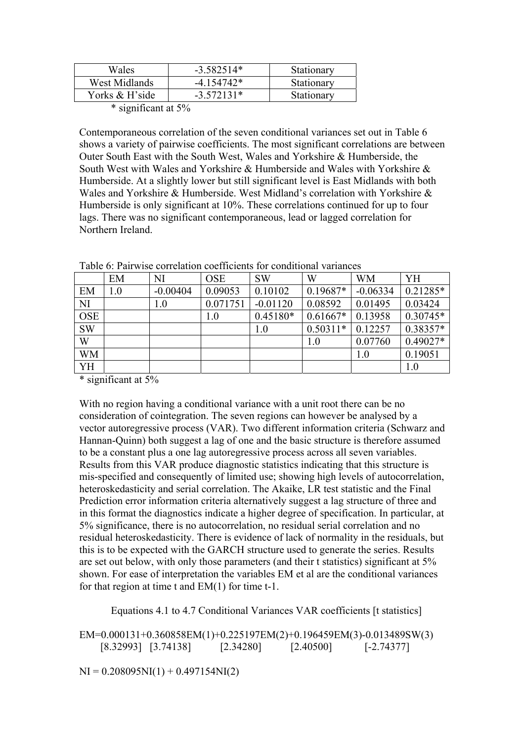| Wales | -3.582514* | Stationary |
|---|---|---|
| West Midlands | -4.154742* | Stationary |
| Yorks & H'side | -3.572131* | Stationary |

\* significant at 5%

Contemporaneous correlation of the seven conditional variances set out in Table 6 shows a variety of pairwise coefficients. The most significant correlations are between Outer South East with the South West, Wales and Yorkshire & Humberside, the South West with Wales and Yorkshire & Humberside and Wales with Yorkshire & Humberside. At a slightly lower but still significant level is East Midlands with both Wales and Yorkshire & Humberside. West Midland's correlation with Yorkshire & Humberside is only significant at 10%. These correlations continued for up to four lags. There was no significant contemporaneous, lead or lagged correlation for Northern Ireland.

Table 6: Pairwise correlation coefficients for conditional variances

| | EM | NI | OSE | SW | W | WM | YH |
|---|---|---|---|---|---|---|---|
| EM | 1.0 | -0.00404 | 0.09053 | 0.10102 | 0.19687* | -0.06334 | 0.21285* |
| NI | | 1.0 | 0.071751 | -0.01120 | 0.08592 | 0.01495 | 0.03424 |
| OSE | | | 1.0 | 0.45180* | 0.61667* | 0.13958 | 0.30745* |
| SW | | | | 1.0 | 0.50311* | 0.12257 | 0.38357* |
| W | | | | | 1.0 | 0.07760 | 0.49027* |
| WM | | | | | | 1.0 | 0.19051 |
| YH | | | | | | | 1.0 |

\* significant at 5%

With no region having a conditional variance with a unit root there can be no consideration of cointegration. The seven regions can however be analysed by a vector autoregressive process (VAR). Two different information criteria (Schwarz and Hannan-Quinn) both suggest a lag of one and the basic structure is therefore assumed to be a constant plus a one lag autoregressive process across all seven variables. Results from this VAR produce diagnostic statistics indicating that this structure is mis-specified and consequently of limited use; showing high levels of autocorrelation, heteroskedasticity and serial correlation. The Akaike, LR test statistic and the Final Prediction error information criteria alternatively suggest a lag structure of three and in this format the diagnostics indicate a higher degree of specification. In particular, at 5% significance, there is no autocorrelation, no residual serial correlation and no residual heteroskedasticity. There is evidence of lack of normality in the residuals, but this is to be expected with the GARCH structure used to generate the series. Results are set out below, with only those parameters (and their t statistics) significant at 5% shown. For ease of interpretation the variables EM et al are the conditional variances for that region at time t and EM(1) for time t-1.

Equations 4.1 to 4.7 Conditional Variances VAR coefficients [t statistics]

$$EM = \underset{[8.32993]}{0.000131} + \underset{[3.74138]}{0.360858EM(1)} + \underset{[2.34280]}{0.225197EM(2)} + \underset{[2.40500]}{0.196459EM(3)} - \underset{[-2.74377]}{0.013489SW(3)}$$

$$NI = 0.208095NI(1) + 0.497154NI(2)$$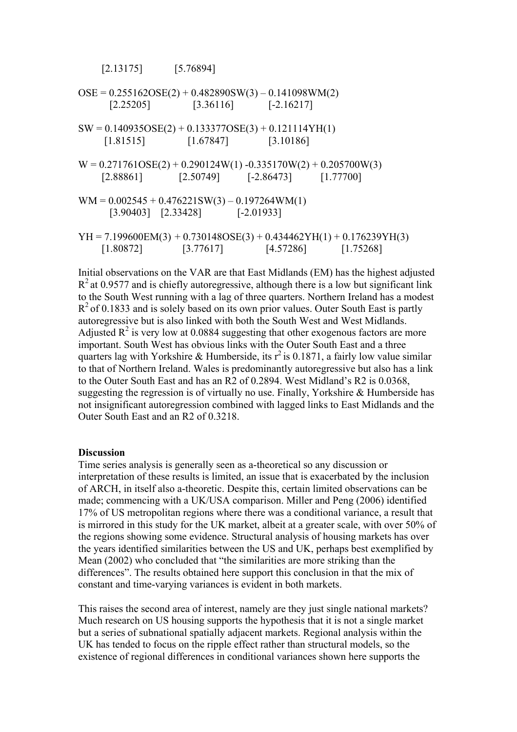[2.13175]            [5.76894]

$$OSE = 0.255162OSE(2) + 0.482890SW(3) – 0.141098WM(2)$$
[2.25205]              [3.36116]             [-2.16217]

$$SW = 0.140935OSE(2) + 0.133377OSE(3) + 0.121114YH(1)$$
[1.81515]              [1.67847]              [3.10186]

$$W = 0.271761OSE(2) + 0.290124W(1) -0.335170W(2) + 0.205700W(3)$$
[2.88861]            [2.50749]          [-2.86473]          [1.77700]

$$WM = 0.002545 + 0.476221SW(3) – 0.197264WM(1)$$
[3.90403]    [2.33428]             [-2.01933]

$$YH = 7.199600EM(3) + 0.730148OSE(3) + 0.434462YH(1) + 0.176239YH(3)$$
[1.80872]              [3.77617]              [4.57286]            [1.75268]

Initial observations on the VAR are that East Midlands (EM) has the highest adjusted $R^2$ at 0.9577 and is chiefly autoregressive, although there is a low but significant link to the South West running with a lag of three quarters. Northern Ireland has a modest $R^2$ of 0.1833 and is solely based on its own prior values. Outer South East is partly autoregressive but is also linked with both the South West and West Midlands. Adjusted $R^2$ is very low at 0.0884 suggesting that other exogenous factors are more important. South West has obvious links with the Outer South East and a three quarters lag with Yorkshire & Humberside, its $r^2$ is 0.1871, a fairly low value similar to that of Northern Ireland. Wales is predominantly autoregressive but also has a link to the Outer South East and has an R2 of 0.2894. West Midland's R2 is 0.0368, suggesting the regression is of virtually no use. Finally, Yorkshire & Humberside has not insignificant autoregression combined with lagged links to East Midlands and the Outer South East and an R2 of 0.3218.

**Discussion**

Time series analysis is generally seen as a-theoretical so any discussion or interpretation of these results is limited, an issue that is exacerbated by the inclusion of ARCH, in itself also a-theoretic. Despite this, certain limited observations can be made; commencing with a UK/USA comparison. Miller and Peng (2006) identified 17% of US metropolitan regions where there was a conditional variance, a result that is mirrored in this study for the UK market, albeit at a greater scale, with over 50% of the regions showing some evidence. Structural analysis of housing markets has over the years identified similarities between the US and UK, perhaps best exemplified by Mean (2002) who concluded that "the similarities are more striking than the differences". The results obtained here support this conclusion in that the mix of constant and time-varying variances is evident in both markets.

This raises the second area of interest, namely are they just single national markets? Much research on US housing supports the hypothesis that it is not a single market but a series of subnational spatially adjacent markets. Regional analysis within the UK has tended to focus on the ripple effect rather than structural models, so the existence of regional differences in conditional variances shown here supports the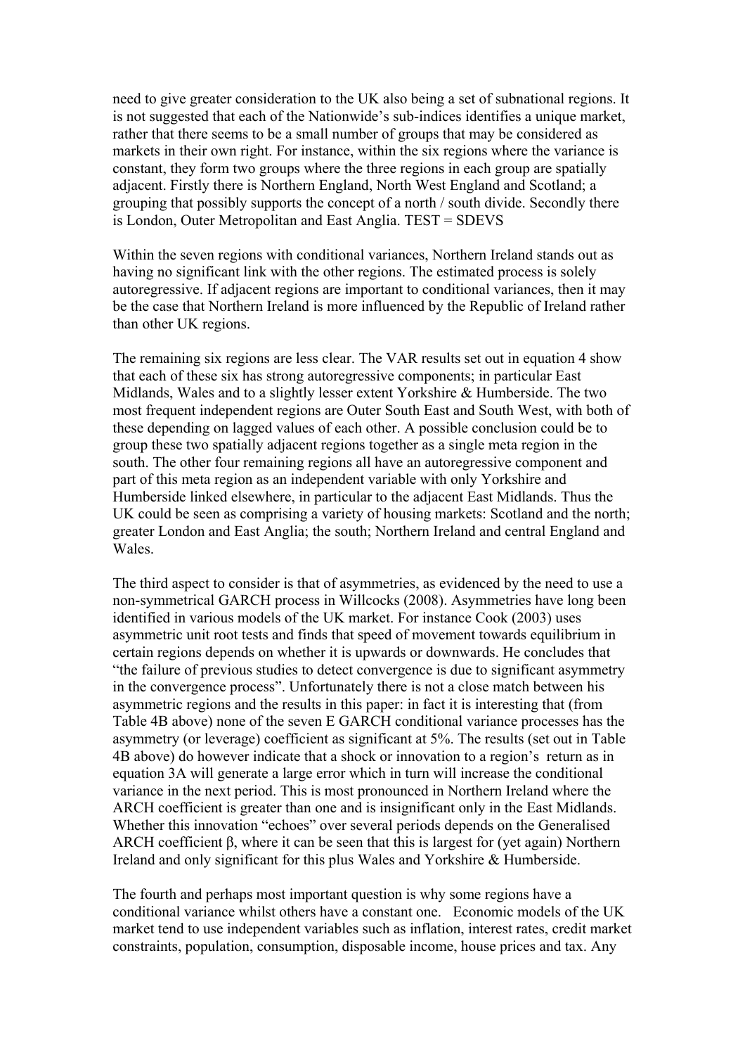need to give greater consideration to the UK also being a set of subnational regions. It is not suggested that each of the Nationwide's sub-indices identifies a unique market, rather that there seems to be a small number of groups that may be considered as markets in their own right. For instance, within the six regions where the variance is constant, they form two groups where the three regions in each group are spatially adjacent. Firstly there is Northern England, North West England and Scotland; a grouping that possibly supports the concept of a north / south divide. Secondly there is London, Outer Metropolitan and East Anglia. TEST = SDEVS

Within the seven regions with conditional variances, Northern Ireland stands out as having no significant link with the other regions. The estimated process is solely autoregressive. If adjacent regions are important to conditional variances, then it may be the case that Northern Ireland is more influenced by the Republic of Ireland rather than other UK regions.

The remaining six regions are less clear. The VAR results set out in equation 4 show that each of these six has strong autoregressive components; in particular East Midlands, Wales and to a slightly lesser extent Yorkshire & Humberside. The two most frequent independent regions are Outer South East and South West, with both of these depending on lagged values of each other. A possible conclusion could be to group these two spatially adjacent regions together as a single meta region in the south. The other four remaining regions all have an autoregressive component and part of this meta region as an independent variable with only Yorkshire and Humberside linked elsewhere, in particular to the adjacent East Midlands. Thus the UK could be seen as comprising a variety of housing markets: Scotland and the north; greater London and East Anglia; the south; Northern Ireland and central England and Wales.

The third aspect to consider is that of asymmetries, as evidenced by the need to use a non-symmetrical GARCH process in Willcocks (2008). Asymmetries have long been identified in various models of the UK market. For instance Cook (2003) uses asymmetric unit root tests and finds that speed of movement towards equilibrium in certain regions depends on whether it is upwards or downwards. He concludes that "the failure of previous studies to detect convergence is due to significant asymmetry in the convergence process". Unfortunately there is not a close match between his asymmetric regions and the results in this paper: in fact it is interesting that (from Table 4B above) none of the seven E GARCH conditional variance processes has the asymmetry (or leverage) coefficient as significant at 5%. The results (set out in Table 4B above) do however indicate that a shock or innovation to a region's return as in equation 3A will generate a large error which in turn will increase the conditional variance in the next period. This is most pronounced in Northern Ireland where the ARCH coefficient is greater than one and is insignificant only in the East Midlands. Whether this innovation "echoes" over several periods depends on the Generalised ARCH coefficient $\beta$, where it can be seen that this is largest for (yet again) Northern Ireland and only significant for this plus Wales and Yorkshire & Humberside.

The fourth and perhaps most important question is why some regions have a conditional variance whilst others have a constant one. Economic models of the UK market tend to use independent variables such as inflation, interest rates, credit market constraints, population, consumption, disposable income, house prices and tax. Any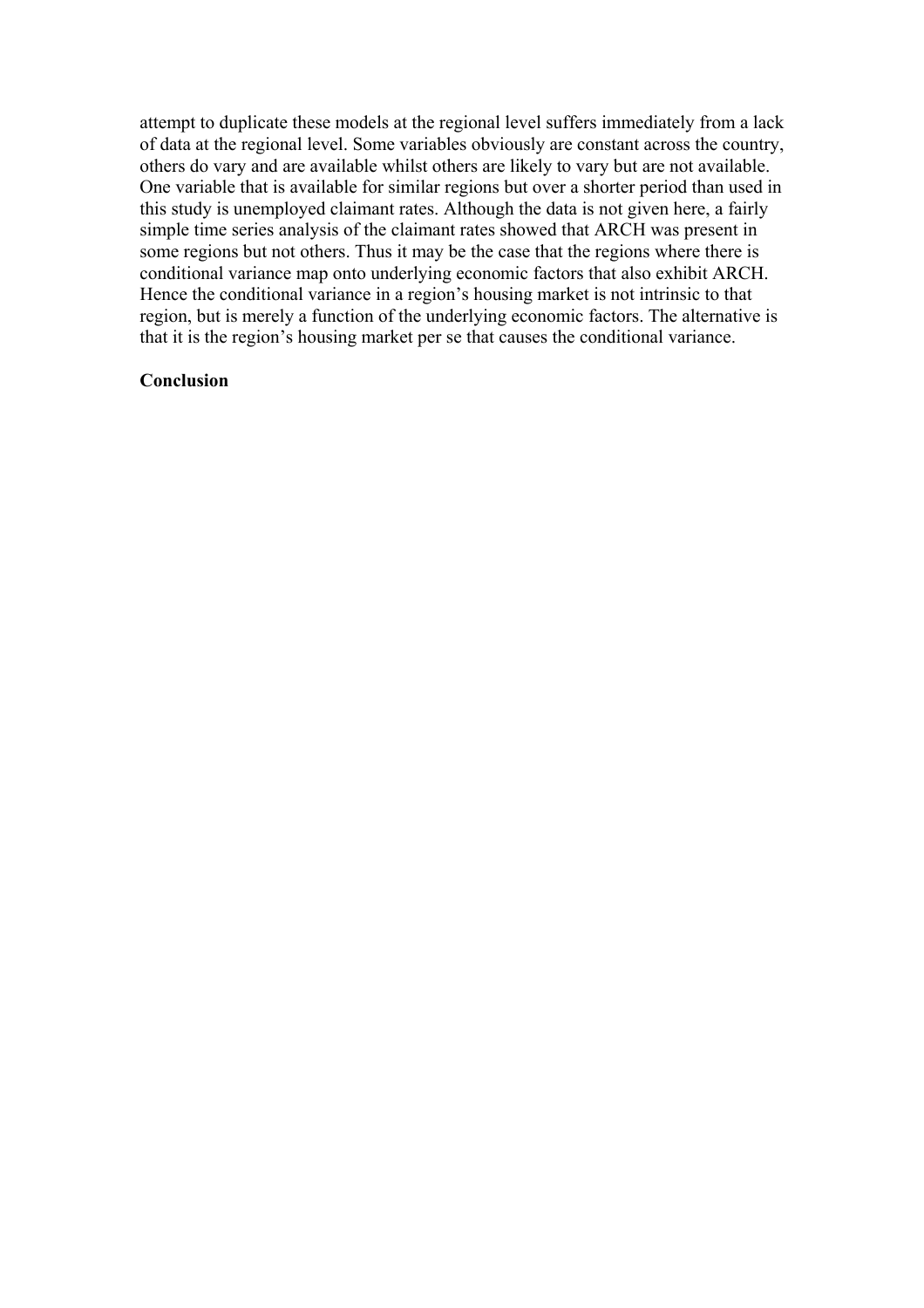attempt to duplicate these models at the regional level suffers immediately from a lack of data at the regional level. Some variables obviously are constant across the country, others do vary and are available whilst others are likely to vary but are not available. One variable that is available for similar regions but over a shorter period than used in this study is unemployed claimant rates. Although the data is not given here, a fairly simple time series analysis of the claimant rates showed that ARCH was present in some regions but not others. Thus it may be the case that the regions where there is conditional variance map onto underlying economic factors that also exhibit ARCH. Hence the conditional variance in a region's housing market is not intrinsic to that region, but is merely a function of the underlying economic factors. The alternative is that it is the region's housing market per se that causes the conditional variance.

**Conclusion**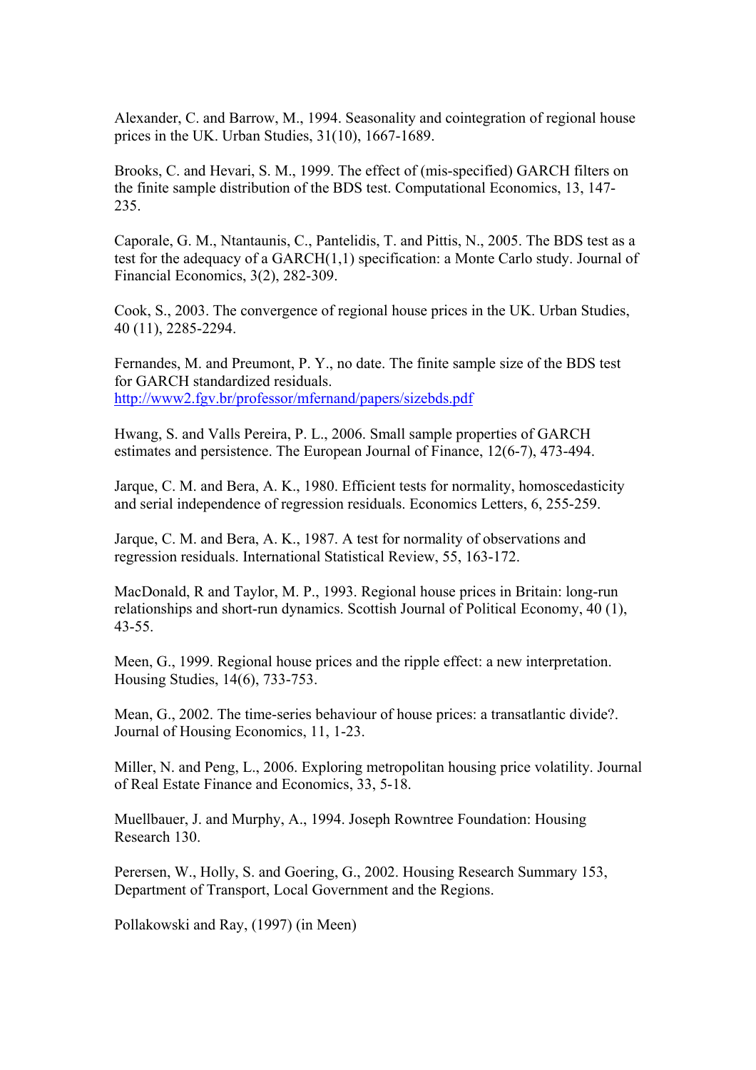Alexander, C. and Barrow, M., 1994. Seasonality and cointegration of regional house prices in the UK. Urban Studies, 31(10), 1667-1689.

Brooks, C. and Hevari, S. M., 1999. The effect of (mis-specified) GARCH filters on the finite sample distribution of the BDS test. Computational Economics, 13, 147-235.

Caporale, G. M., Ntantaunis, C., Pantelidis, T. and Pittis, N., 2005. The BDS test as a test for the adequacy of a GARCH(1,1) specification: a Monte Carlo study. Journal of Financial Economics, 3(2), 282-309.

Cook, S., 2003. The convergence of regional house prices in the UK. Urban Studies, 40 (11), 2285-2294.

Fernandes, M. and Preumont, P. Y., no date. The finite sample size of the BDS test for GARCH standardized residuals. http://www2.fgv.br/professor/mfernand/papers/sizebds.pdf

Hwang, S. and Valls Pereira, P. L., 2006. Small sample properties of GARCH estimates and persistence. The European Journal of Finance, 12(6-7), 473-494.

Jarque, C. M. and Bera, A. K., 1980. Efficient tests for normality, homoscedasticity and serial independence of regression residuals. Economics Letters, 6, 255-259.

Jarque, C. M. and Bera, A. K., 1987. A test for normality of observations and regression residuals. International Statistical Review, 55, 163-172.

MacDonald, R and Taylor, M. P., 1993. Regional house prices in Britain: long-run relationships and short-run dynamics. Scottish Journal of Political Economy, 40 (1), 43-55.

Meen, G., 1999. Regional house prices and the ripple effect: a new interpretation. Housing Studies, 14(6), 733-753.

Mean, G., 2002. The time-series behaviour of house prices: a transatlantic divide?. Journal of Housing Economics, 11, 1-23.

Miller, N. and Peng, L., 2006. Exploring metropolitan housing price volatility. Journal of Real Estate Finance and Economics, 33, 5-18.

Muellbauer, J. and Murphy, A., 1994. Joseph Rowntree Foundation: Housing Research 130.

Perersen, W., Holly, S. and Goering, G., 2002. Housing Research Summary 153, Department of Transport, Local Government and the Regions.

Pollakowski and Ray, (1997) (in Meen)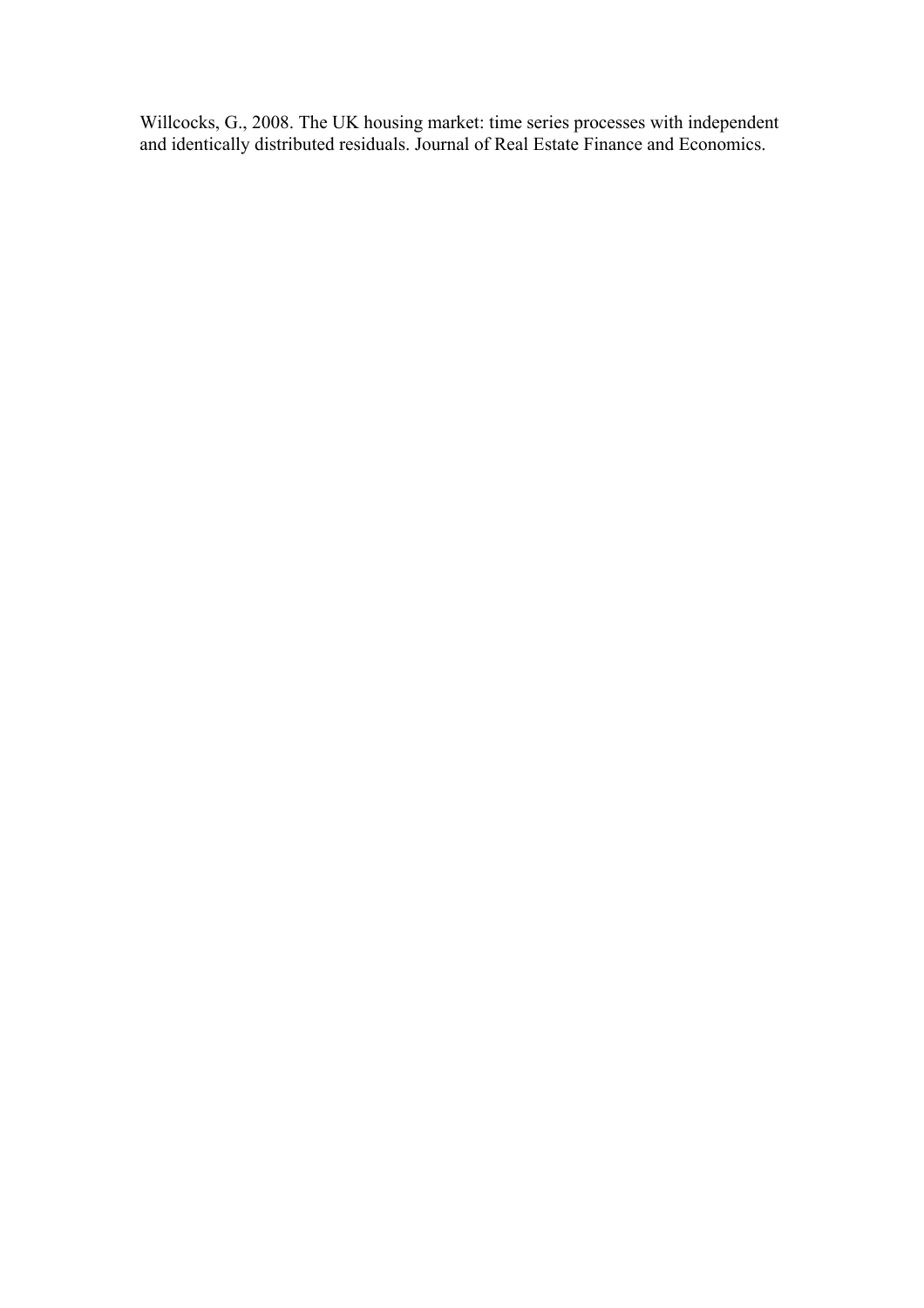Willcocks, G., 2008. The UK housing market: time series processes with independent and identically distributed residuals. Journal of Real Estate Finance and Economics.